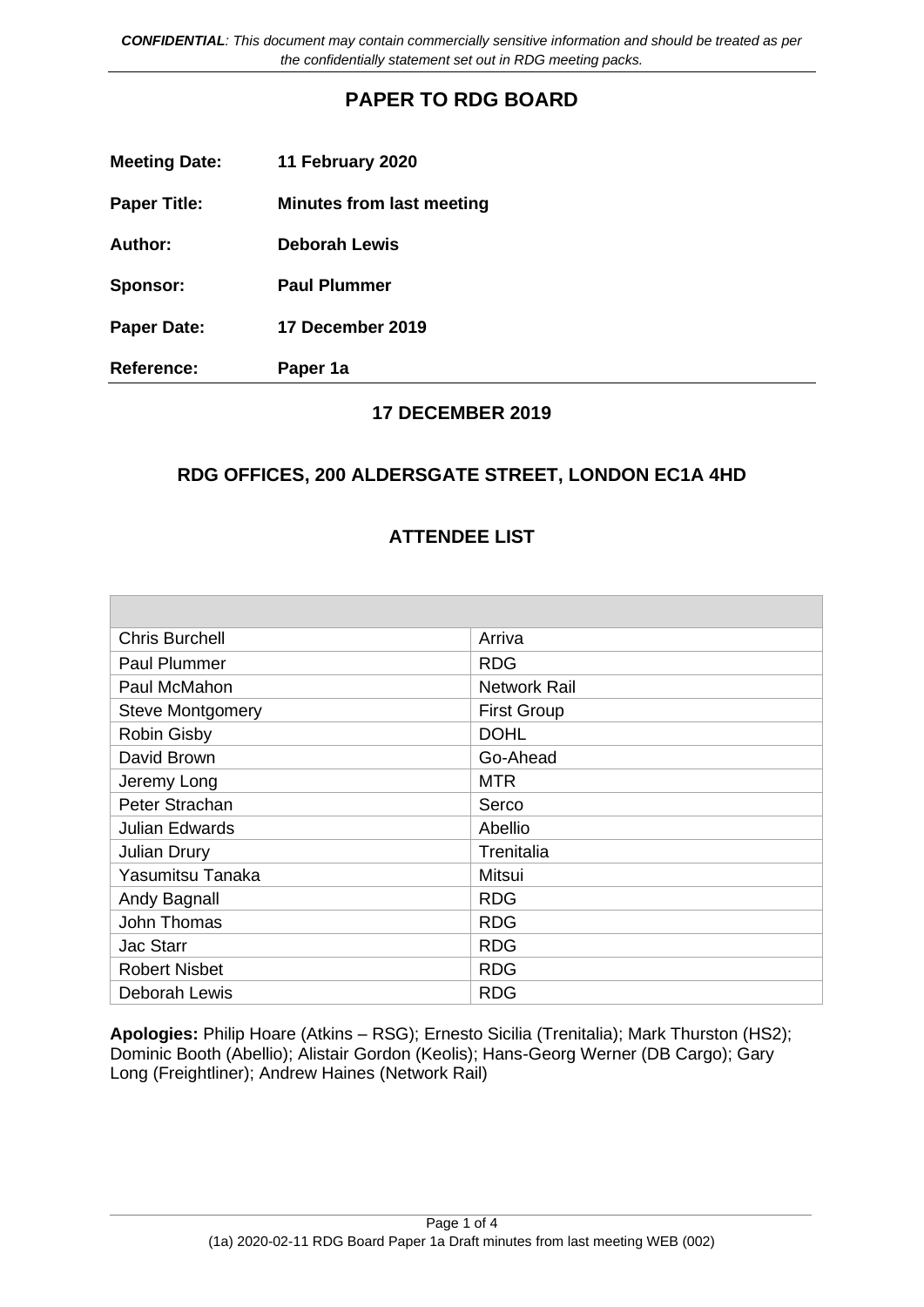*CONFIDENTIAL: This document may contain commercially sensitive information and should be treated as per the confidentially statement set out in RDG meeting packs.*

# PAPER TO RDG BOARD

**Meeting Date:** 11 February 2020

**Paper Title:** Minutes from last meeting

**Author:** Deborah Lewis

**Sponsor:** Paul Plummer

**Paper Date:** 17 December 2019

**Reference:** Paper 1a

## 17 DECEMBER 2019

## RDG OFFICES, 200 ALDERSGATE STREET, LONDON EC1A 4HD

## ATTENDEE LIST

| | |
|---|---|
| Chris Burchell | Arriva |
| Paul Plummer | RDG |
| Paul McMahon | Network Rail |
| Steve Montgomery | First Group |
| Robin Gisby | DOHL |
| David Brown | Go-Ahead |
| Jeremy Long | MTR |
| Peter Strachan | Serco |
| Julian Edwards | Abellio |
| Julian Drury | Trenitalia |
| Yasumitsu Tanaka | Mitsui |
| Andy Bagnall | RDG |
| John Thomas | RDG |
| Jac Starr | RDG |
| Robert Nisbet | RDG |
| Deborah Lewis | RDG |

**Apologies:** Philip Hoare (Atkins – RSG); Ernesto Sicilia (Trenitalia); Mark Thurston (HS2); Dominic Booth (Abellio); Alistair Gordon (Keolis); Hans-Georg Werner (DB Cargo); Gary Long (Freightliner); Andrew Haines (Network Rail)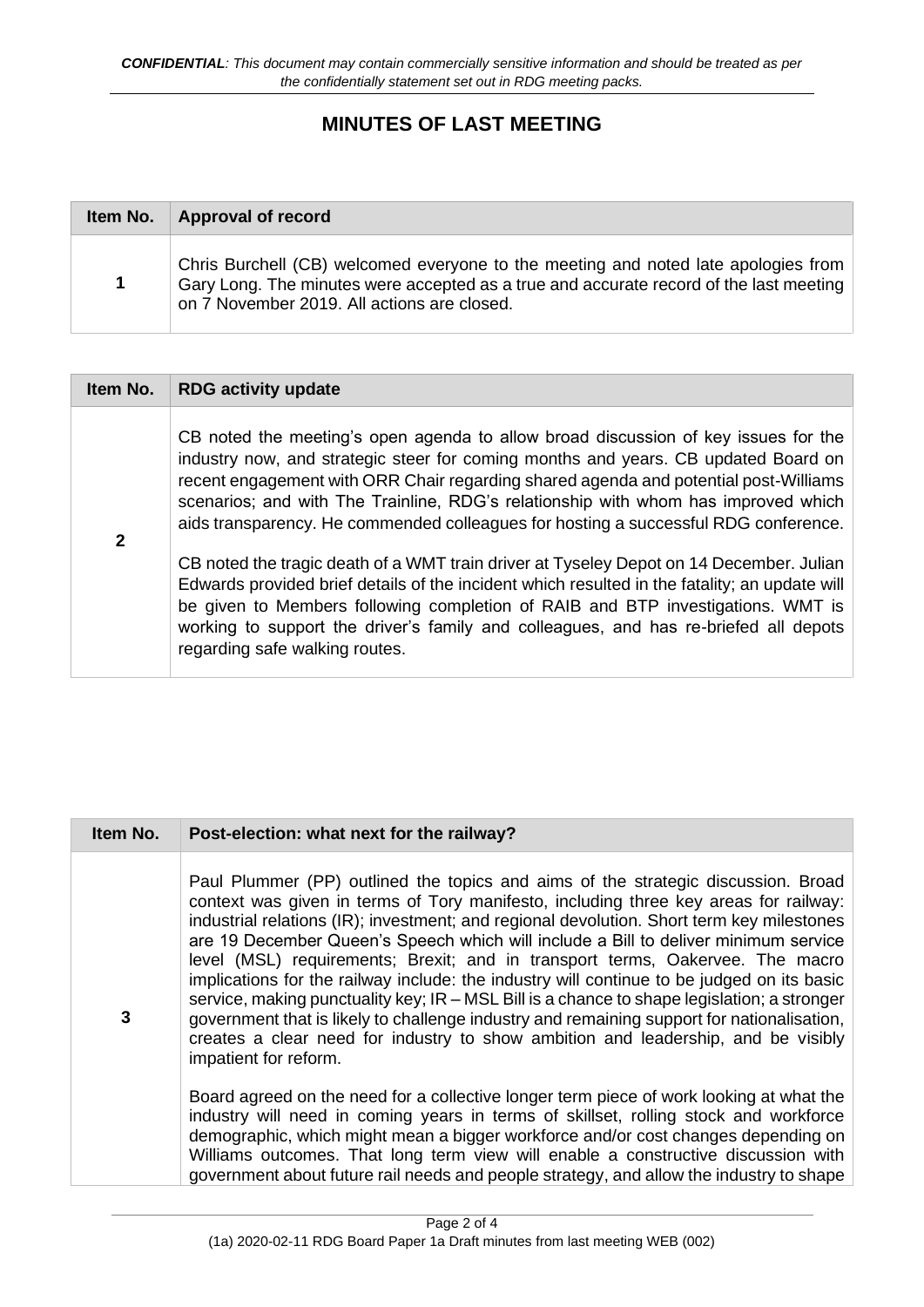*CONFIDENTIAL: This document may contain commercially sensitive information and should be treated as per the confidentially statement set out in RDG meeting packs.*

# MINUTES OF LAST MEETING

| Item No. | Approval of record |
|---|---|
| 1 | Chris Burchell (CB) welcomed everyone to the meeting and noted late apologies from Gary Long. The minutes were accepted as a true and accurate record of the last meeting on 7 November 2019. All actions are closed. |

| Item No. | RDG activity update |
|---|---|
| 2 | CB noted the meeting's open agenda to allow broad discussion of key issues for the industry now, and strategic steer for coming months and years. CB updated Board on recent engagement with ORR Chair regarding shared agenda and potential post-Williams scenarios; and with The Trainline, RDG's relationship with whom has improved which aids transparency. He commended colleagues for hosting a successful RDG conference.<br><br>CB noted the tragic death of a WMT train driver at Tyseley Depot on 14 December. Julian Edwards provided brief details of the incident which resulted in the fatality; an update will be given to Members following completion of RAIB and BTP investigations. WMT is working to support the driver's family and colleagues, and has re-briefed all depots regarding safe walking routes. |

| Item No. | Post-election: what next for the railway? |
|---|---|
| 3 | Paul Plummer (PP) outlined the topics and aims of the strategic discussion. Broad context was given in terms of Tory manifesto, including three key areas for railway: industrial relations (IR); investment; and regional devolution. Short term key milestones are 19 December Queen's Speech which will include a Bill to deliver minimum service level (MSL) requirements; Brexit; and in transport terms, Oakervee. The macro implications for the railway include: the industry will continue to be judged on its basic service, making punctuality key; IR – MSL Bill is a chance to shape legislation; a stronger government that is likely to challenge industry and remaining support for nationalisation, creates a clear need for industry to show ambition and leadership, and be visibly impatient for reform.<br><br>Board agreed on the need for a collective longer term piece of work looking at what the industry will need in coming years in terms of skillset, rolling stock and workforce demographic, which might mean a bigger workforce and/or cost changes depending on Williams outcomes. That long term view will enable a constructive discussion with government about future rail needs and people strategy, and allow the industry to shape |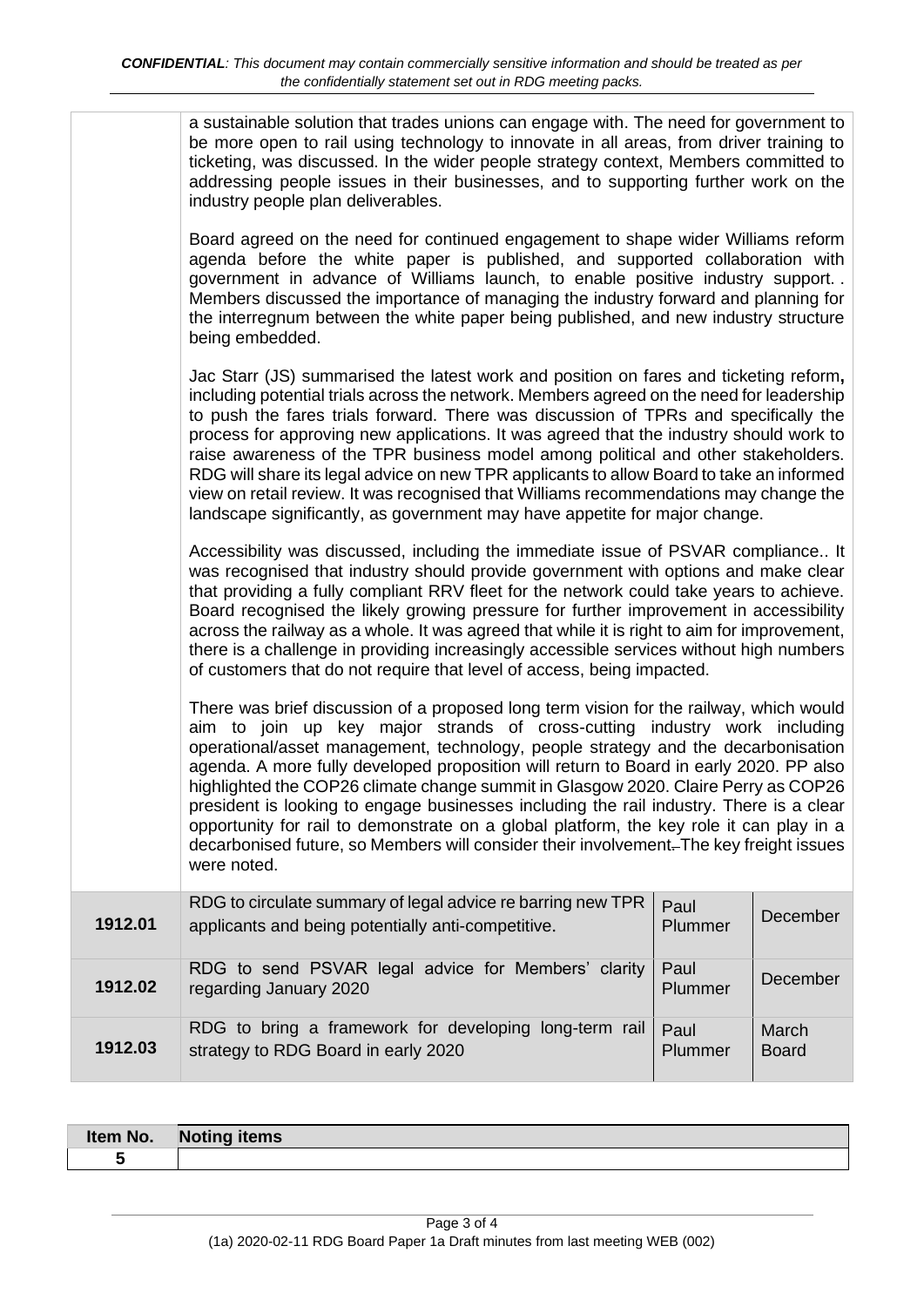*CONFIDENTIAL: This document may contain commercially sensitive information and should be treated as per the confidentially statement set out in RDG meeting packs.*

| | | | |
|---|---|---|---|
| | a sustainable solution that trades unions can engage with. The need for government to be more open to rail using technology to innovate in all areas, from driver training to ticketing, was discussed. In the wider people strategy context, Members committed to addressing people issues in their businesses, and to supporting further work on the industry people plan deliverables.<br><br>Board agreed on the need for continued engagement to shape wider Williams reform agenda before the white paper is published, and supported collaboration with government in advance of Williams launch, to enable positive industry support. . Members discussed the importance of managing the industry forward and planning for the interregnum between the white paper being published, and new industry structure being embedded.<br><br>Jac Starr (JS) summarised the latest work and position on fares and ticketing reform**,** including potential trials across the network. Members agreed on the need for leadership to push the fares trials forward. There was discussion of TPRs and specifically the process for approving new applications. It was agreed that the industry should work to raise awareness of the TPR business model among political and other stakeholders. RDG will share its legal advice on new TPR applicants to allow Board to take an informed view on retail review. It was recognised that Williams recommendations may change the landscape significantly, as government may have appetite for major change.<br><br>Accessibility was discussed, including the immediate issue of PSVAR compliance.. It was recognised that industry should provide government with options and make clear that providing a fully compliant RRV fleet for the network could take years to achieve. Board recognised the likely growing pressure for further improvement in accessibility across the railway as a whole. It was agreed that while it is right to aim for improvement, there is a challenge in providing increasingly accessible services without high numbers of customers that do not require that level of access, being impacted.<br><br>There was brief discussion of a proposed long term vision for the railway, which would aim to join up key major strands of cross-cutting industry work including operational/asset management, technology, people strategy and the decarbonisation agenda. A more fully developed proposition will return to Board in early 2020. PP also highlighted the COP26 climate change summit in Glasgow 2020. Claire Perry as COP26 president is looking to engage businesses including the rail industry. There is a clear opportunity for rail to demonstrate on a global platform, the key role it can play in a decarbonised future, so Members will consider their involvement. The key freight issues were noted. | | |
| **1912.01** | RDG to circulate summary of legal advice re barring new TPR applicants and being potentially anti-competitive. | Paul Plummer | December |
| **1912.02** | RDG to send PSVAR legal advice for Members' clarity regarding January 2020 | Paul Plummer | December |
| **1912.03** | RDG to bring a framework for developing long-term rail strategy to RDG Board in early 2020 | Paul Plummer | March Board |

| Item No. | Noting items |
|---|---|
| **5** | |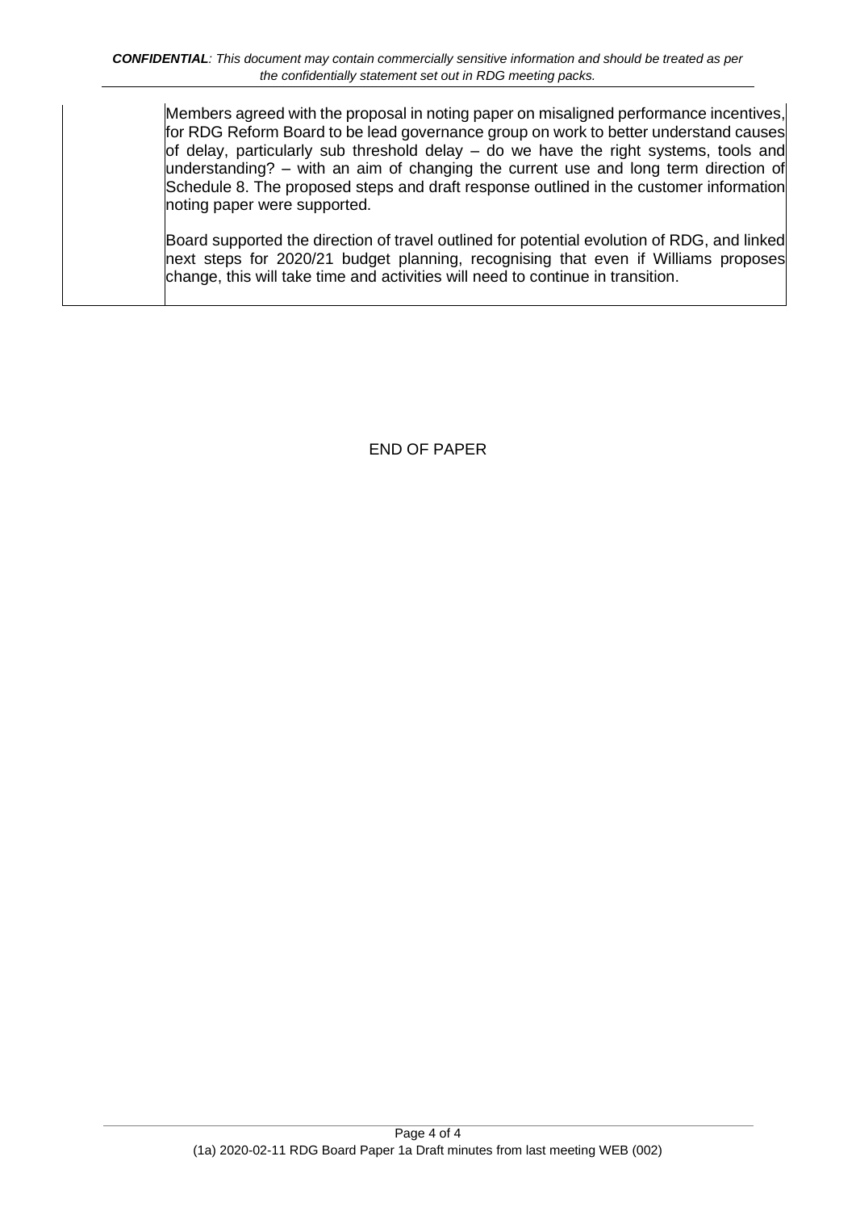| | |
|---|---|
| | Members agreed with the proposal in noting paper on misaligned performance incentives, for RDG Reform Board to be lead governance group on work to better understand causes of delay, particularly sub threshold delay – do we have the right systems, tools and understanding? – with an aim of changing the current use and long term direction of Schedule 8. The proposed steps and draft response outlined in the customer information noting paper were supported.<br><br>Board supported the direction of travel outlined for potential evolution of RDG, and linked next steps for 2020/21 budget planning, recognising that even if Williams proposes change, this will take time and activities will need to continue in transition. |

END OF PAPER